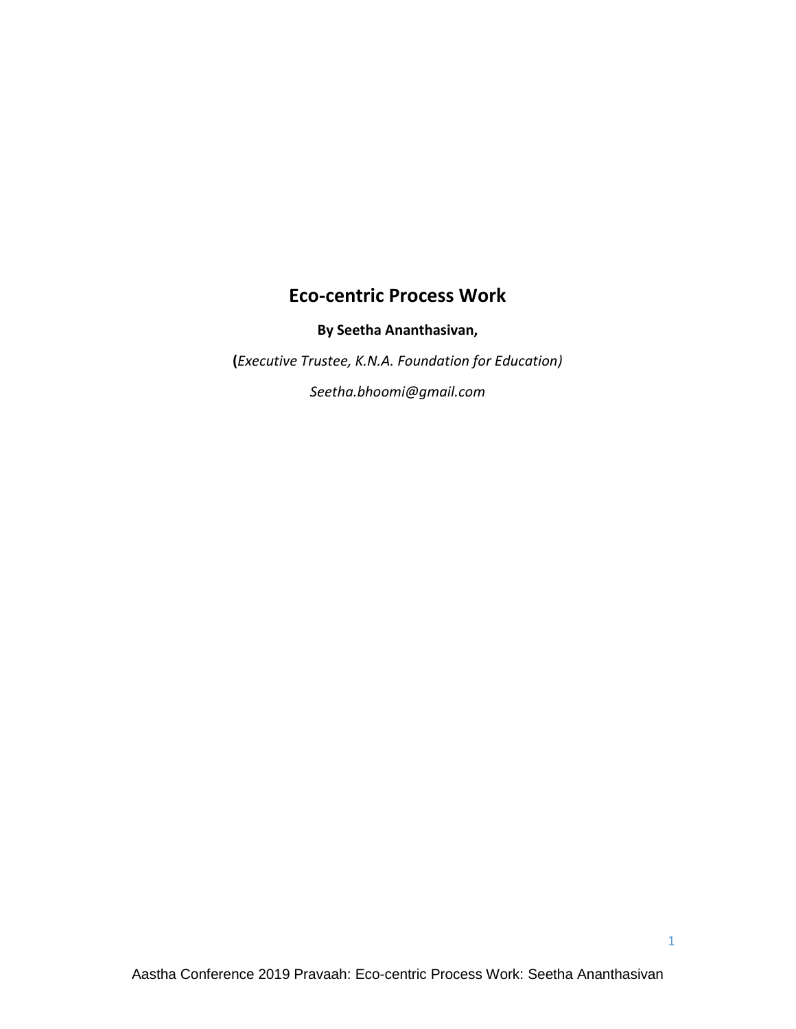# Eco-centric Process Work

**By Seetha Ananthasivan,**

**(***Executive Trustee, K.N.A. Foundation for Education)*

*Seetha.bhoomi@gmail.com*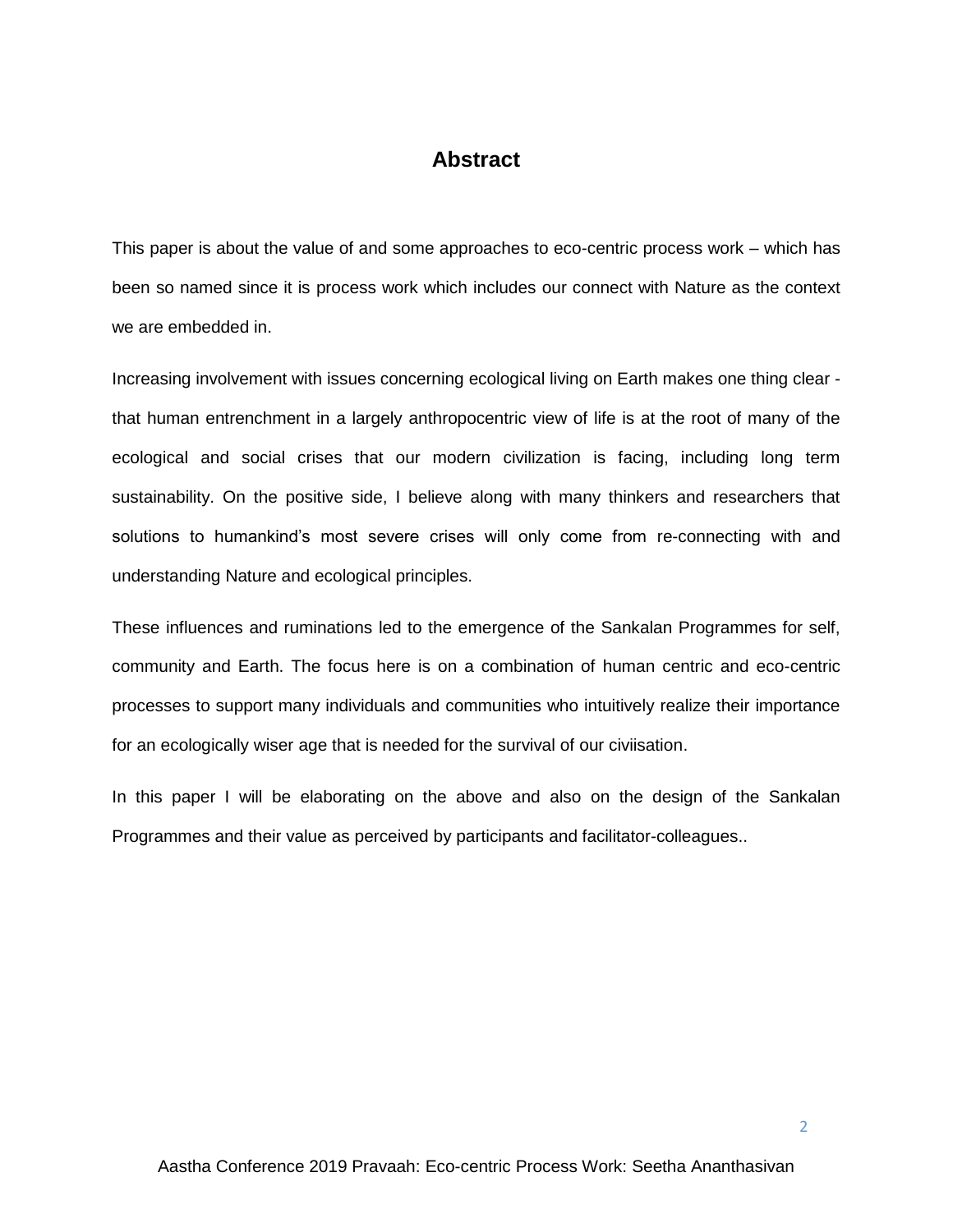# Abstract

This paper is about the value of and some approaches to eco-centric process work – which has been so named since it is process work which includes our connect with Nature as the context we are embedded in.

Increasing involvement with issues concerning ecological living on Earth makes one thing clear - that human entrenchment in a largely anthropocentric view of life is at the root of many of the ecological and social crises that our modern civilization is facing, including long term sustainability. On the positive side, I believe along with many thinkers and researchers that solutions to humankind's most severe crises will only come from re-connecting with and understanding Nature and ecological principles.

These influences and ruminations led to the emergence of the Sankalan Programmes for self, community and Earth. The focus here is on a combination of human centric and eco-centric processes to support many individuals and communities who intuitively realize their importance for an ecologically wiser age that is needed for the survival of our civiisation.

In this paper I will be elaborating on the above and also on the design of the Sankalan Programmes and their value as perceived by participants and facilitator-colleagues..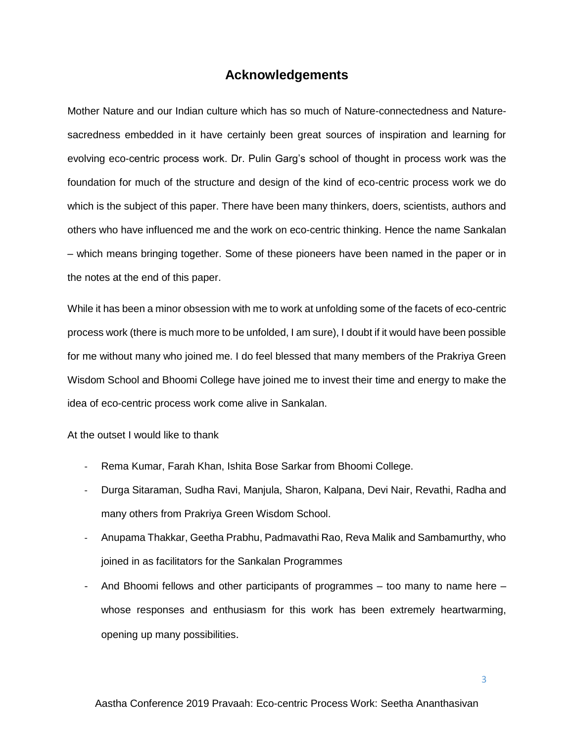# Acknowledgements

Mother Nature and our Indian culture which has so much of Nature-connectedness and Nature-sacredness embedded in it have certainly been great sources of inspiration and learning for evolving eco-centric process work. Dr. Pulin Garg's school of thought in process work was the foundation for much of the structure and design of the kind of eco-centric process work we do which is the subject of this paper. There have been many thinkers, doers, scientists, authors and others who have influenced me and the work on eco-centric thinking. Hence the name Sankalan – which means bringing together. Some of these pioneers have been named in the paper or in the notes at the end of this paper.

While it has been a minor obsession with me to work at unfolding some of the facets of eco-centric process work (there is much more to be unfolded, I am sure), I doubt if it would have been possible for me without many who joined me. I do feel blessed that many members of the Prakriya Green Wisdom School and Bhoomi College have joined me to invest their time and energy to make the idea of eco-centric process work come alive in Sankalan.

At the outset I would like to thank

- Rema Kumar, Farah Khan, Ishita Bose Sarkar from Bhoomi College.
- Durga Sitaraman, Sudha Ravi, Manjula, Sharon, Kalpana, Devi Nair, Revathi, Radha and many others from Prakriya Green Wisdom School.
- Anupama Thakkar, Geetha Prabhu, Padmavathi Rao, Reva Malik and Sambamurthy, who joined in as facilitators for the Sankalan Programmes
- And Bhoomi fellows and other participants of programmes – too many to name here – whose responses and enthusiasm for this work has been extremely heartwarming, opening up many possibilities.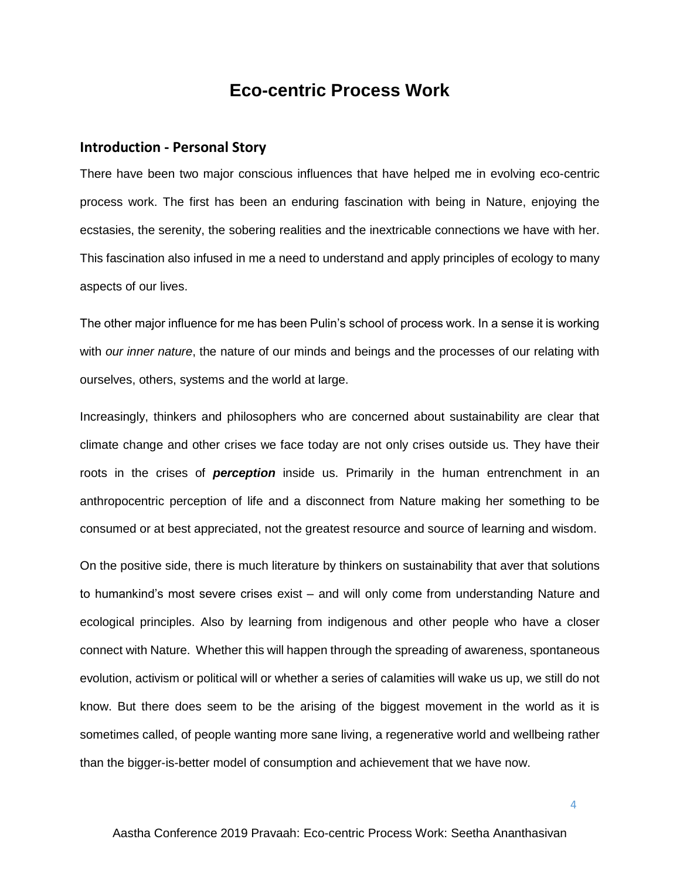# Eco-centric Process Work

## Introduction - Personal Story

There have been two major conscious influences that have helped me in evolving eco-centric process work. The first has been an enduring fascination with being in Nature, enjoying the ecstasies, the serenity, the sobering realities and the inextricable connections we have with her. This fascination also infused in me a need to understand and apply principles of ecology to many aspects of our lives.

The other major influence for me has been Pulin's school of process work. In a sense it is working with *our inner nature*, the nature of our minds and beings and the processes of our relating with ourselves, others, systems and the world at large.

Increasingly, thinkers and philosophers who are concerned about sustainability are clear that climate change and other crises we face today are not only crises outside us. They have their roots in the crises of ***perception*** inside us. Primarily in the human entrenchment in an anthropocentric perception of life and a disconnect from Nature making her something to be consumed or at best appreciated, not the greatest resource and source of learning and wisdom.

On the positive side, there is much literature by thinkers on sustainability that aver that solutions to humankind's most severe crises exist – and will only come from understanding Nature and ecological principles. Also by learning from indigenous and other people who have a closer connect with Nature. Whether this will happen through the spreading of awareness, spontaneous evolution, activism or political will or whether a series of calamities will wake us up, we still do not know. But there does seem to be the arising of the biggest movement in the world as it is sometimes called, of people wanting more sane living, a regenerative world and wellbeing rather than the bigger-is-better model of consumption and achievement that we have now.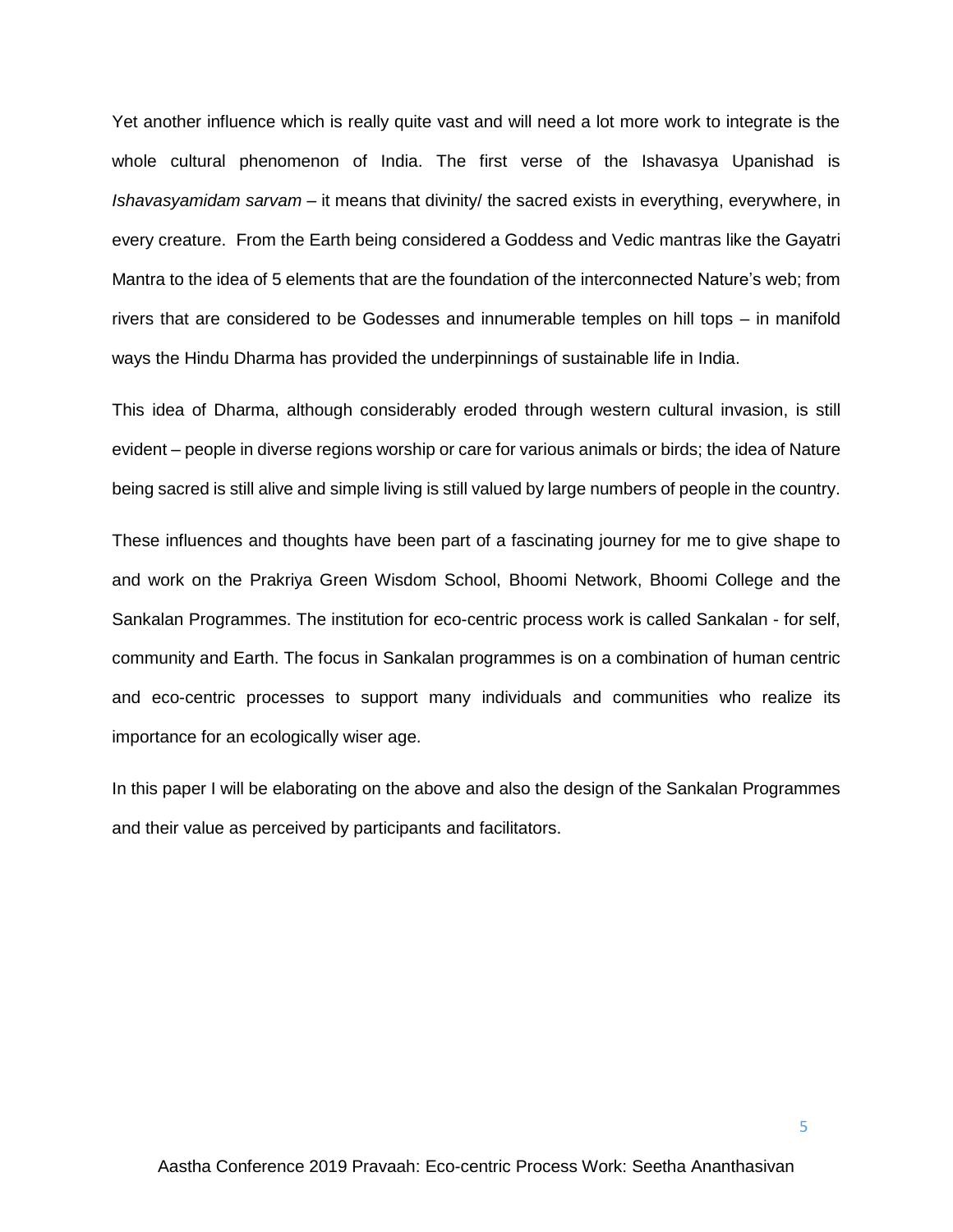Yet another influence which is really quite vast and will need a lot more work to integrate is the whole cultural phenomenon of India. The first verse of the Ishavasya Upanishad is *Ishavasyamidam sarvam* – it means that divinity/ the sacred exists in everything, everywhere, in every creature. From the Earth being considered a Goddess and Vedic mantras like the Gayatri Mantra to the idea of 5 elements that are the foundation of the interconnected Nature's web; from rivers that are considered to be Godesses and innumerable temples on hill tops – in manifold ways the Hindu Dharma has provided the underpinnings of sustainable life in India.

This idea of Dharma, although considerably eroded through western cultural invasion, is still evident – people in diverse regions worship or care for various animals or birds; the idea of Nature being sacred is still alive and simple living is still valued by large numbers of people in the country.

These influences and thoughts have been part of a fascinating journey for me to give shape to and work on the Prakriya Green Wisdom School, Bhoomi Network, Bhoomi College and the Sankalan Programmes. The institution for eco-centric process work is called Sankalan - for self, community and Earth. The focus in Sankalan programmes is on a combination of human centric and eco-centric processes to support many individuals and communities who realize its importance for an ecologically wiser age.

In this paper I will be elaborating on the above and also the design of the Sankalan Programmes and their value as perceived by participants and facilitators.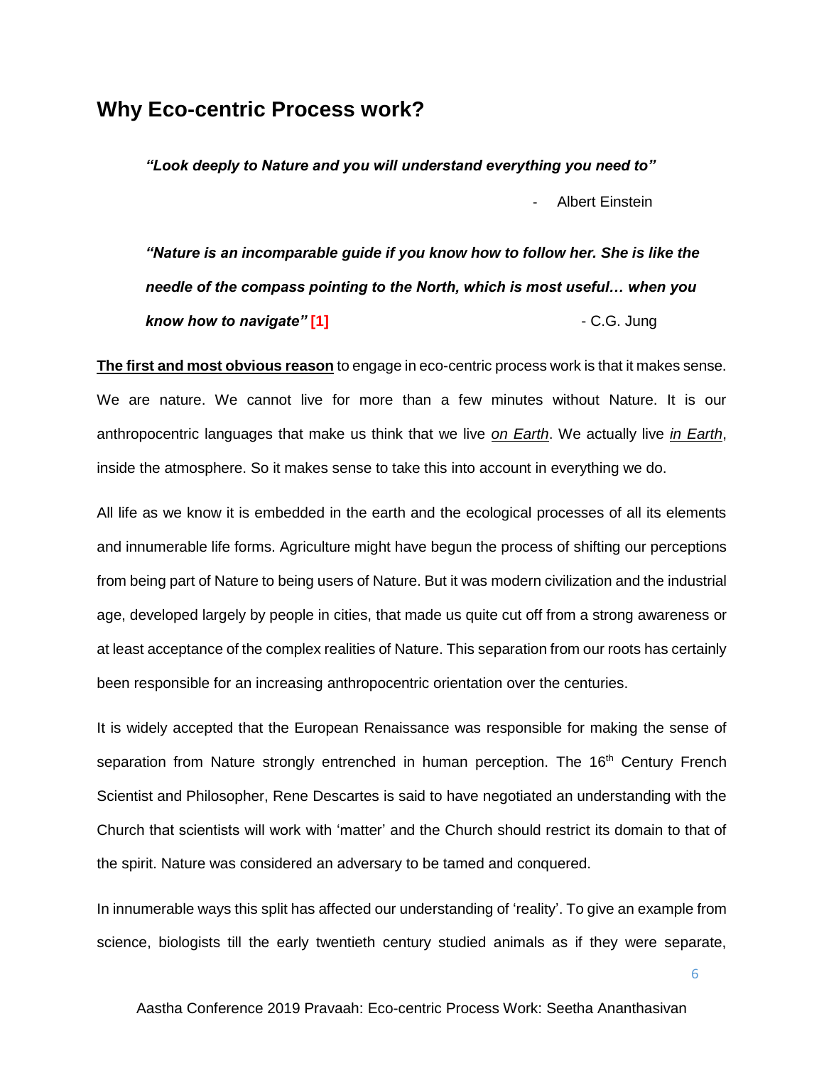## Why Eco-centric Process work?

> ***"Look deeply to Nature and you will understand everything you need to"***
>
> \- Albert Einstein

> ***"Nature is an incomparable guide if you know how to follow her. She is like the needle of the compass pointing to the North, which is most useful… when you know how to navigate"* [1]**
>
> \- C.G. Jung

**The first and most obvious reason** to engage in eco-centric process work is that it makes sense. We are nature. We cannot live for more than a few minutes without Nature. It is our anthropocentric languages that make us think that we live *on Earth*. We actually live *in Earth*, inside the atmosphere. So it makes sense to take this into account in everything we do.

All life as we know it is embedded in the earth and the ecological processes of all its elements and innumerable life forms. Agriculture might have begun the process of shifting our perceptions from being part of Nature to being users of Nature. But it was modern civilization and the industrial age, developed largely by people in cities, that made us quite cut off from a strong awareness or at least acceptance of the complex realities of Nature. This separation from our roots has certainly been responsible for an increasing anthropocentric orientation over the centuries.

It is widely accepted that the European Renaissance was responsible for making the sense of separation from Nature strongly entrenched in human perception. The 16th Century French Scientist and Philosopher, Rene Descartes is said to have negotiated an understanding with the Church that scientists will work with 'matter' and the Church should restrict its domain to that of the spirit. Nature was considered an adversary to be tamed and conquered.

In innumerable ways this split has affected our understanding of 'reality'. To give an example from science, biologists till the early twentieth century studied animals as if they were separate,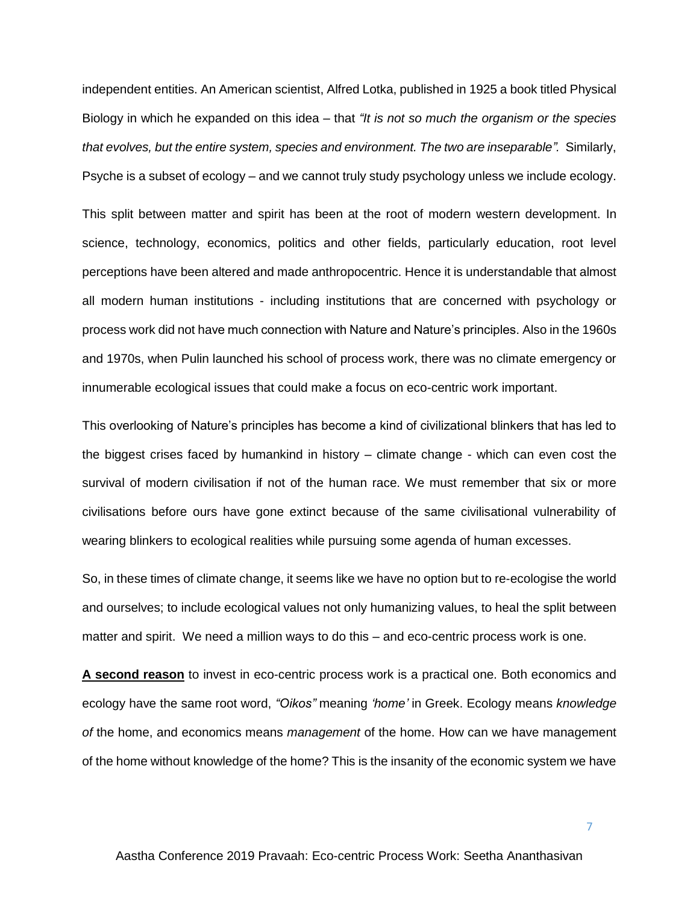independent entities. An American scientist, Alfred Lotka, published in 1925 a book titled Physical Biology in which he expanded on this idea – that *"It is not so much the organism or the species that evolves, but the entire system, species and environment. The two are inseparable".* Similarly, Psyche is a subset of ecology – and we cannot truly study psychology unless we include ecology.

This split between matter and spirit has been at the root of modern western development. In science, technology, economics, politics and other fields, particularly education, root level perceptions have been altered and made anthropocentric. Hence it is understandable that almost all modern human institutions - including institutions that are concerned with psychology or process work did not have much connection with Nature and Nature's principles. Also in the 1960s and 1970s, when Pulin launched his school of process work, there was no climate emergency or innumerable ecological issues that could make a focus on eco-centric work important.

This overlooking of Nature's principles has become a kind of civilizational blinkers that has led to the biggest crises faced by humankind in history – climate change - which can even cost the survival of modern civilisation if not of the human race. We must remember that six or more civilisations before ours have gone extinct because of the same civilisational vulnerability of wearing blinkers to ecological realities while pursuing some agenda of human excesses.

So, in these times of climate change, it seems like we have no option but to re-ecologise the world and ourselves; to include ecological values not only humanizing values, to heal the split between matter and spirit. We need a million ways to do this – and eco-centric process work is one.

**A second reason** to invest in eco-centric process work is a practical one. Both economics and ecology have the same root word, *"Oikos"* meaning *'home'* in Greek. Ecology means *knowledge of* the home, and economics means *management* of the home. How can we have management of the home without knowledge of the home? This is the insanity of the economic system we have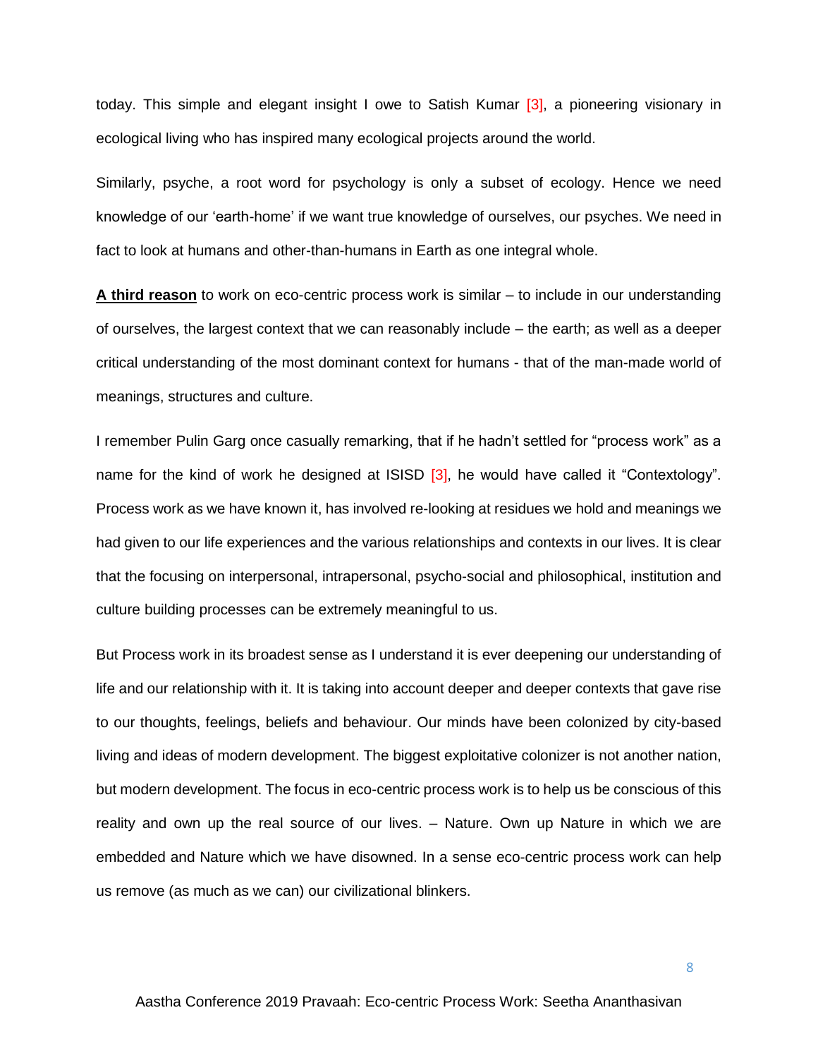today. This simple and elegant insight I owe to Satish Kumar [3], a pioneering visionary in ecological living who has inspired many ecological projects around the world.

Similarly, psyche, a root word for psychology is only a subset of ecology. Hence we need knowledge of our 'earth-home' if we want true knowledge of ourselves, our psyches. We need in fact to look at humans and other-than-humans in Earth as one integral whole.

**A third reason** to work on eco-centric process work is similar – to include in our understanding of ourselves, the largest context that we can reasonably include – the earth; as well as a deeper critical understanding of the most dominant context for humans - that of the man-made world of meanings, structures and culture.

I remember Pulin Garg once casually remarking, that if he hadn't settled for "process work" as a name for the kind of work he designed at ISISD [3], he would have called it "Contextology". Process work as we have known it, has involved re-looking at residues we hold and meanings we had given to our life experiences and the various relationships and contexts in our lives. It is clear that the focusing on interpersonal, intrapersonal, psycho-social and philosophical, institution and culture building processes can be extremely meaningful to us.

But Process work in its broadest sense as I understand it is ever deepening our understanding of life and our relationship with it. It is taking into account deeper and deeper contexts that gave rise to our thoughts, feelings, beliefs and behaviour. Our minds have been colonized by city-based living and ideas of modern development. The biggest exploitative colonizer is not another nation, but modern development. The focus in eco-centric process work is to help us be conscious of this reality and own up the real source of our lives. – Nature. Own up Nature in which we are embedded and Nature which we have disowned. In a sense eco-centric process work can help us remove (as much as we can) our civilizational blinkers.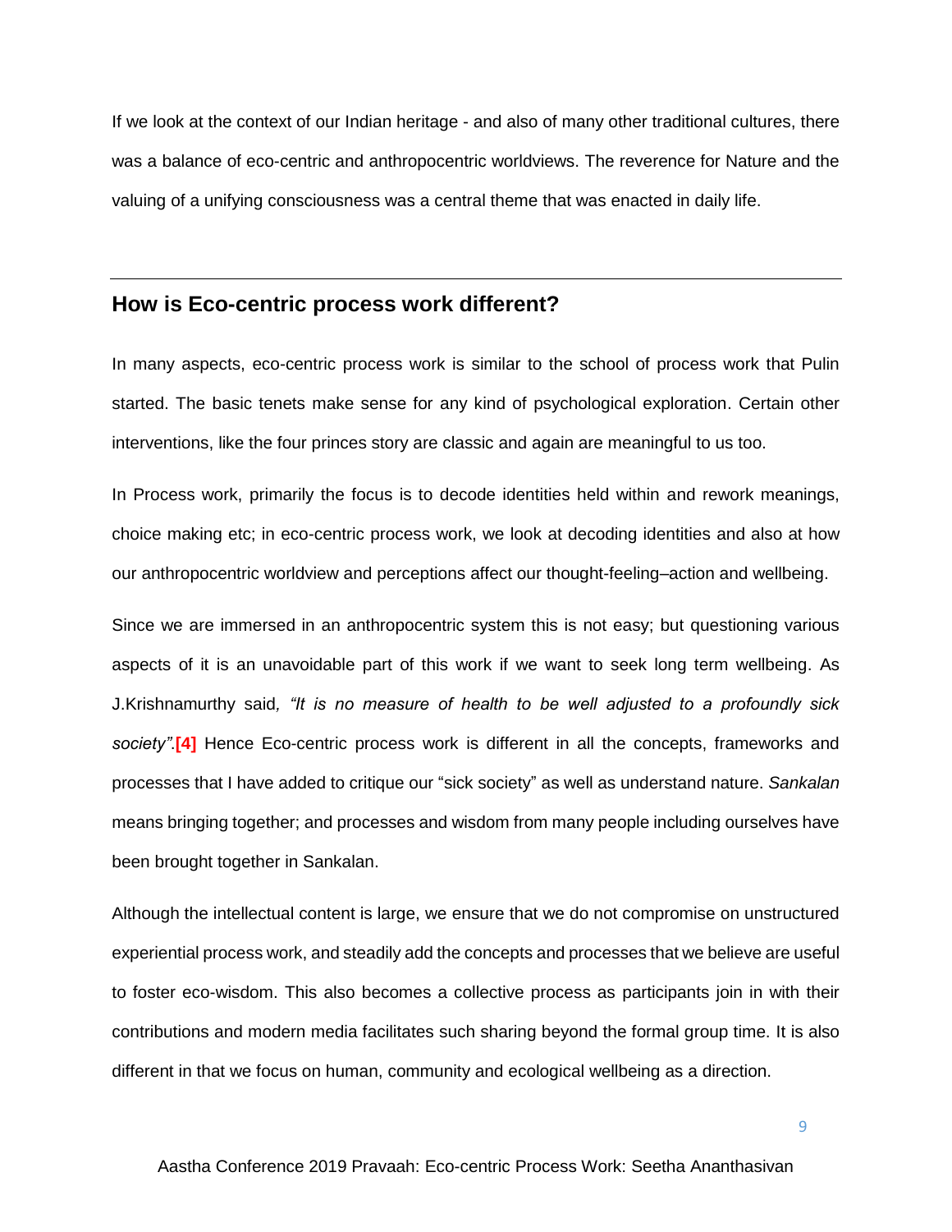If we look at the context of our Indian heritage - and also of many other traditional cultures, there was a balance of eco-centric and anthropocentric worldviews. The reverence for Nature and the valuing of a unifying consciousness was a central theme that was enacted in daily life.

---

## How is Eco-centric process work different?

In many aspects, eco-centric process work is similar to the school of process work that Pulin started. The basic tenets make sense for any kind of psychological exploration. Certain other interventions, like the four princes story are classic and again are meaningful to us too.

In Process work, primarily the focus is to decode identities held within and rework meanings, choice making etc; in eco-centric process work, we look at decoding identities and also at how our anthropocentric worldview and perceptions affect our thought-feeling–action and wellbeing.

Since we are immersed in an anthropocentric system this is not easy; but questioning various aspects of it is an unavoidable part of this work if we want to seek long term wellbeing. As J.Krishnamurthy said*, "It is no measure of health to be well adjusted to a profoundly sick society".* **[4]** Hence Eco-centric process work is different in all the concepts, frameworks and processes that I have added to critique our "sick society" as well as understand nature. *Sankalan* means bringing together; and processes and wisdom from many people including ourselves have been brought together in Sankalan.

Although the intellectual content is large, we ensure that we do not compromise on unstructured experiential process work, and steadily add the concepts and processes that we believe are useful to foster eco-wisdom. This also becomes a collective process as participants join in with their contributions and modern media facilitates such sharing beyond the formal group time. It is also different in that we focus on human, community and ecological wellbeing as a direction.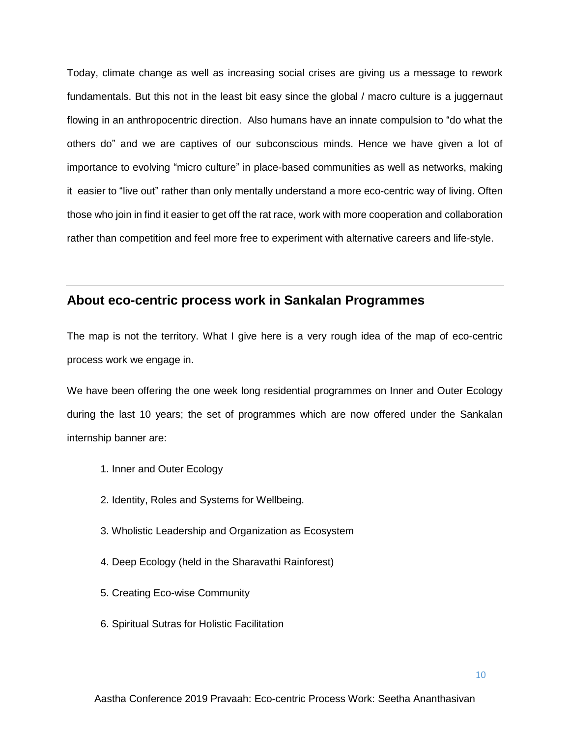Today, climate change as well as increasing social crises are giving us a message to rework fundamentals. But this not in the least bit easy since the global / macro culture is a juggernaut flowing in an anthropocentric direction. Also humans have an innate compulsion to "do what the others do" and we are captives of our subconscious minds. Hence we have given a lot of importance to evolving "micro culture" in place-based communities as well as networks, making it easier to "live out" rather than only mentally understand a more eco-centric way of living. Often those who join in find it easier to get off the rat race, work with more cooperation and collaboration rather than competition and feel more free to experiment with alternative careers and life-style.

---

## About eco-centric process work in Sankalan Programmes

The map is not the territory. What I give here is a very rough idea of the map of eco-centric process work we engage in.

We have been offering the one week long residential programmes on Inner and Outer Ecology during the last 10 years; the set of programmes which are now offered under the Sankalan internship banner are:

1. Inner and Outer Ecology
2. Identity, Roles and Systems for Wellbeing.
3. Wholistic Leadership and Organization as Ecosystem
4. Deep Ecology (held in the Sharavathi Rainforest)
5. Creating Eco-wise Community
6. Spiritual Sutras for Holistic Facilitation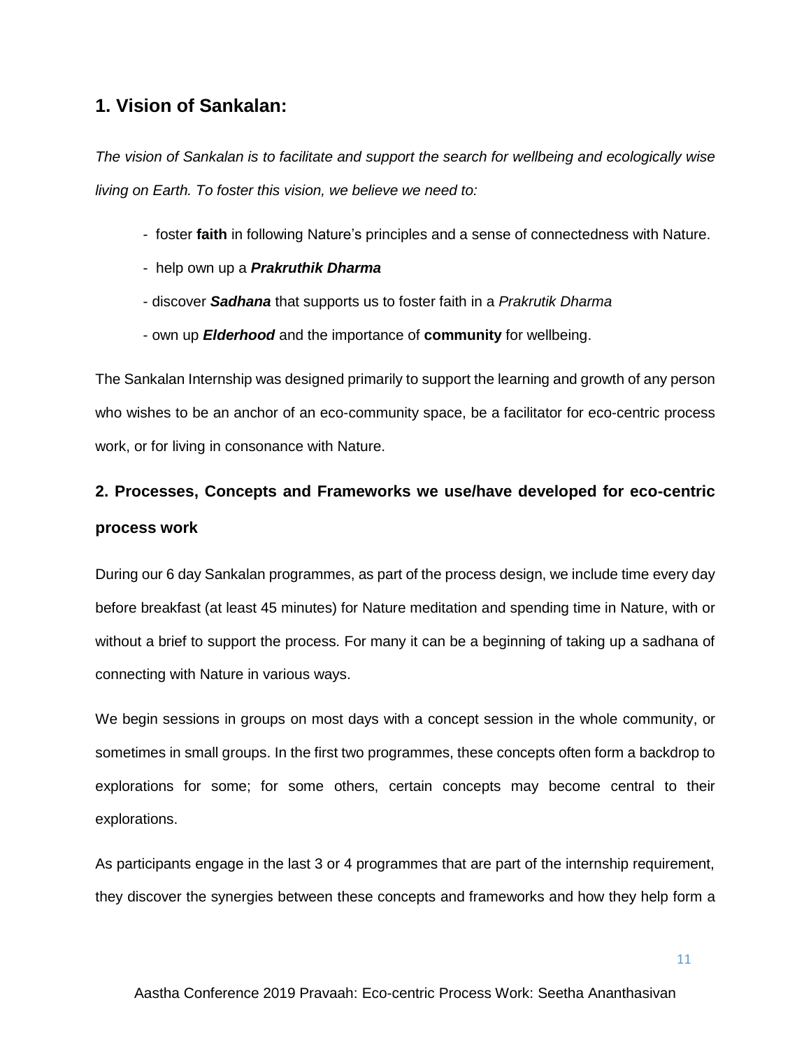## 1. Vision of Sankalan:

*The vision of Sankalan is to facilitate and support the search for wellbeing and ecologically wise living on Earth. To foster this vision, we believe we need to:*

- foster **faith** in following Nature's principles and a sense of connectedness with Nature.
- help own up a ***Prakruthik Dharma***
- discover ***Sadhana*** that supports us to foster faith in a *Prakrutik Dharma*
- own up ***Elderhood*** and the importance of **community** for wellbeing.

The Sankalan Internship was designed primarily to support the learning and growth of any person who wishes to be an anchor of an eco-community space, be a facilitator for eco-centric process work, or for living in consonance with Nature.

## 2. Processes, Concepts and Frameworks we use/have developed for eco-centric process work

During our 6 day Sankalan programmes, as part of the process design, we include time every day before breakfast (at least 45 minutes) for Nature meditation and spending time in Nature, with or without a brief to support the process. For many it can be a beginning of taking up a sadhana of connecting with Nature in various ways.

We begin sessions in groups on most days with a concept session in the whole community, or sometimes in small groups. In the first two programmes, these concepts often form a backdrop to explorations for some; for some others, certain concepts may become central to their explorations.

As participants engage in the last 3 or 4 programmes that are part of the internship requirement, they discover the synergies between these concepts and frameworks and how they help form a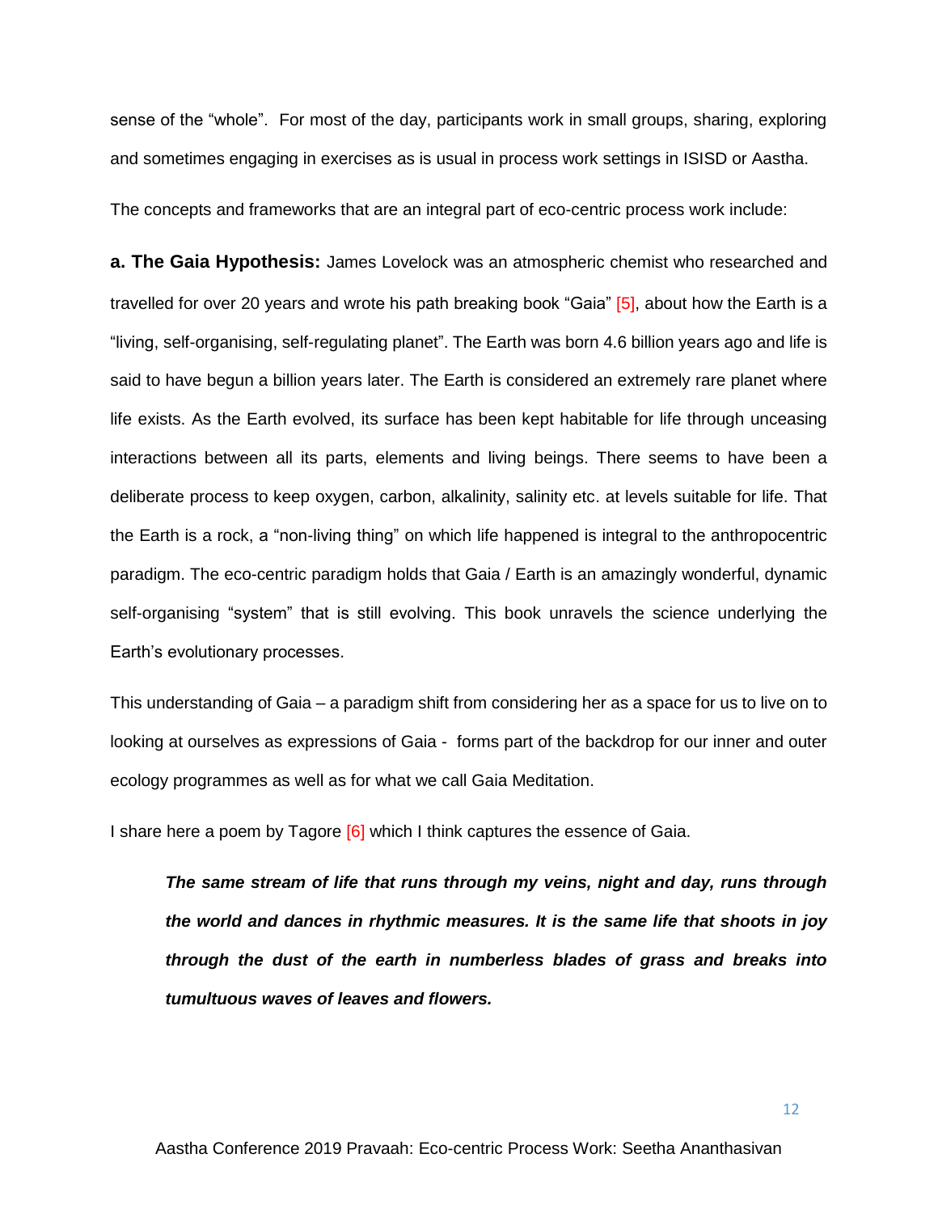sense of the "whole". For most of the day, participants work in small groups, sharing, exploring and sometimes engaging in exercises as is usual in process work settings in ISISD or Aastha.

The concepts and frameworks that are an integral part of eco-centric process work include:

**a. The Gaia Hypothesis:** James Lovelock was an atmospheric chemist who researched and travelled for over 20 years and wrote his path breaking book "Gaia" [5], about how the Earth is a "living, self-organising, self-regulating planet". The Earth was born 4.6 billion years ago and life is said to have begun a billion years later. The Earth is considered an extremely rare planet where life exists. As the Earth evolved, its surface has been kept habitable for life through unceasing interactions between all its parts, elements and living beings. There seems to have been a deliberate process to keep oxygen, carbon, alkalinity, salinity etc. at levels suitable for life. That the Earth is a rock, a "non-living thing" on which life happened is integral to the anthropocentric paradigm. The eco-centric paradigm holds that Gaia / Earth is an amazingly wonderful, dynamic self-organising "system" that is still evolving. This book unravels the science underlying the Earth's evolutionary processes.

This understanding of Gaia – a paradigm shift from considering her as a space for us to live on to looking at ourselves as expressions of Gaia - forms part of the backdrop for our inner and outer ecology programmes as well as for what we call Gaia Meditation.

I share here a poem by Tagore [6] which I think captures the essence of Gaia.

> ***The same stream of life that runs through my veins, night and day, runs through the world and dances in rhythmic measures. It is the same life that shoots in joy through the dust of the earth in numberless blades of grass and breaks into tumultuous waves of leaves and flowers.***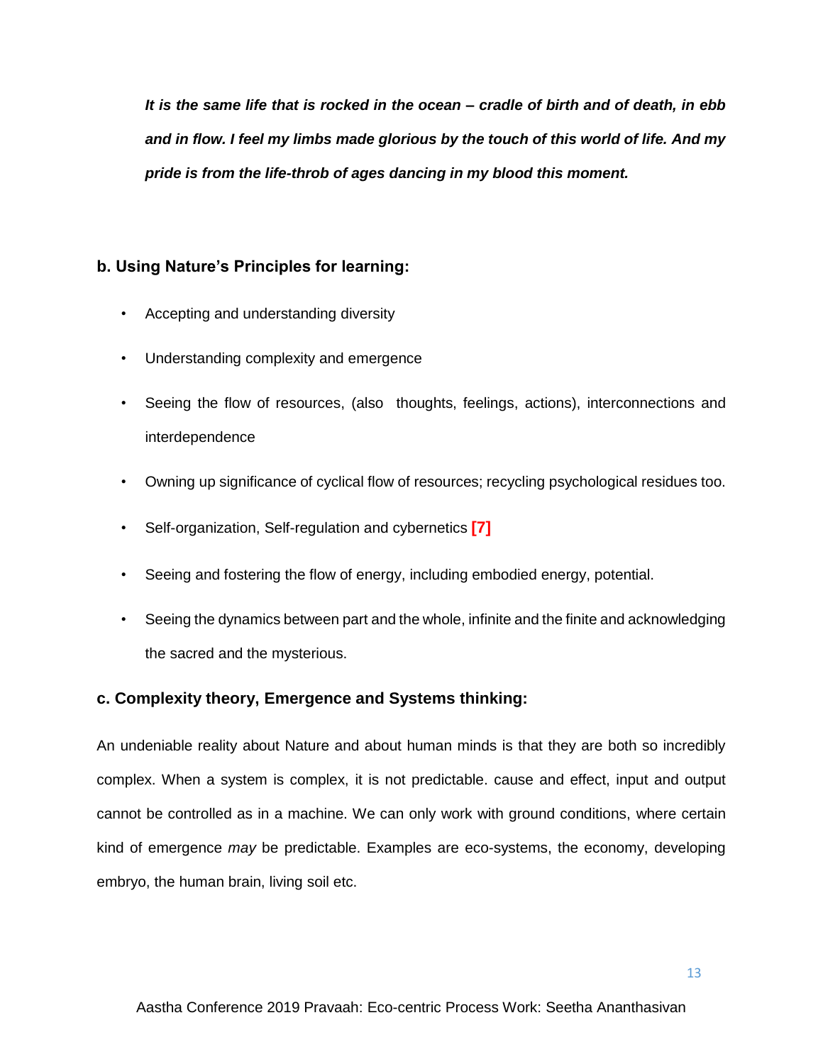***It is the same life that is rocked in the ocean – cradle of birth and of death, in ebb and in flow. I feel my limbs made glorious by the touch of this world of life. And my pride is from the life-throb of ages dancing in my blood this moment.***

### b. Using Nature's Principles for learning:

- Accepting and understanding diversity
- Understanding complexity and emergence
- Seeing the flow of resources, (also thoughts, feelings, actions), interconnections and interdependence
- Owning up significance of cyclical flow of resources; recycling psychological residues too.
- Self-organization, Self-regulation and cybernetics **[7]**
- Seeing and fostering the flow of energy, including embodied energy, potential.
- Seeing the dynamics between part and the whole, infinite and the finite and acknowledging the sacred and the mysterious.

### c. Complexity theory, Emergence and Systems thinking:

An undeniable reality about Nature and about human minds is that they are both so incredibly complex. When a system is complex, it is not predictable. cause and effect, input and output cannot be controlled as in a machine. We can only work with ground conditions, where certain kind of emergence *may* be predictable. Examples are eco-systems, the economy, developing embryo, the human brain, living soil etc.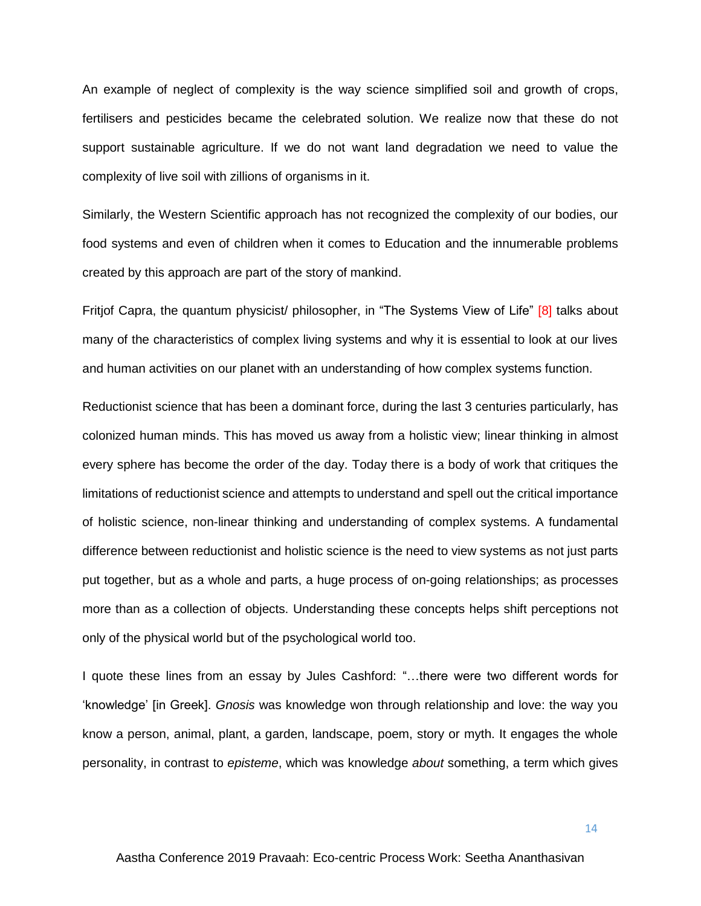An example of neglect of complexity is the way science simplified soil and growth of crops, fertilisers and pesticides became the celebrated solution. We realize now that these do not support sustainable agriculture. If we do not want land degradation we need to value the complexity of live soil with zillions of organisms in it.

Similarly, the Western Scientific approach has not recognized the complexity of our bodies, our food systems and even of children when it comes to Education and the innumerable problems created by this approach are part of the story of mankind.

Fritjof Capra, the quantum physicist/ philosopher, in "The Systems View of Life" [8] talks about many of the characteristics of complex living systems and why it is essential to look at our lives and human activities on our planet with an understanding of how complex systems function.

Reductionist science that has been a dominant force, during the last 3 centuries particularly, has colonized human minds. This has moved us away from a holistic view; linear thinking in almost every sphere has become the order of the day. Today there is a body of work that critiques the limitations of reductionist science and attempts to understand and spell out the critical importance of holistic science, non-linear thinking and understanding of complex systems. A fundamental difference between reductionist and holistic science is the need to view systems as not just parts put together, but as a whole and parts, a huge process of on-going relationships; as processes more than as a collection of objects. Understanding these concepts helps shift perceptions not only of the physical world but of the psychological world too.

I quote these lines from an essay by Jules Cashford: "…there were two different words for 'knowledge' [in Greek]. *Gnosis* was knowledge won through relationship and love: the way you know a person, animal, plant, a garden, landscape, poem, story or myth. It engages the whole personality, in contrast to *episteme*, which was knowledge *about* something, a term which gives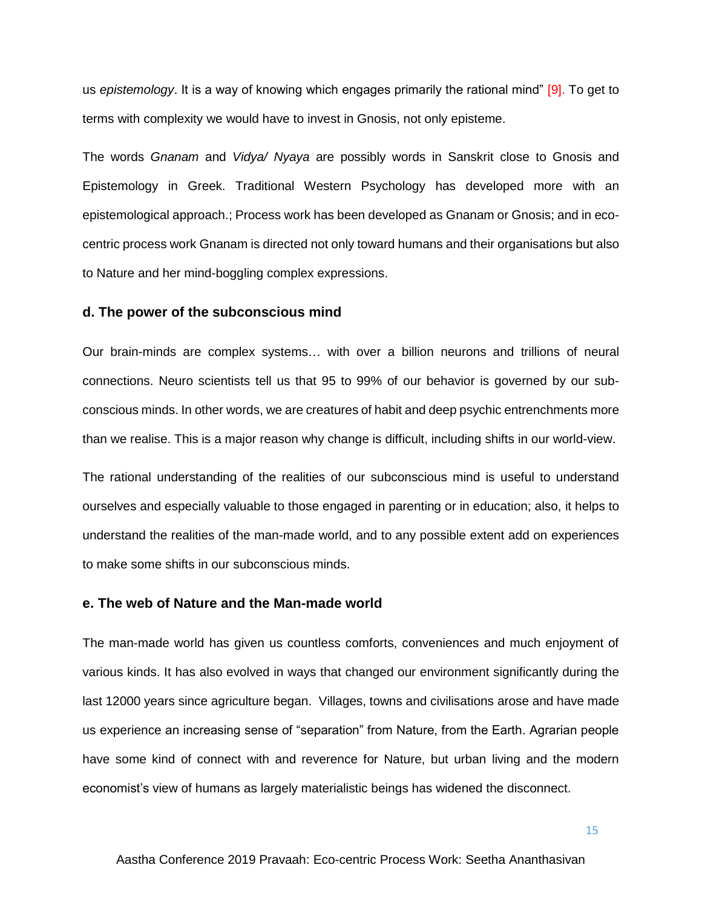us *epistemology*. It is a way of knowing which engages primarily the rational mind" [9]. To get to terms with complexity we would have to invest in Gnosis, not only episteme.

The words *Gnanam* and *Vidya/ Nyaya* are possibly words in Sanskrit close to Gnosis and Epistemology in Greek. Traditional Western Psychology has developed more with an epistemological approach.; Process work has been developed as Gnanam or Gnosis; and in eco-centric process work Gnanam is directed not only toward humans and their organisations but also to Nature and her mind-boggling complex expressions.

### d. The power of the subconscious mind

Our brain-minds are complex systems… with over a billion neurons and trillions of neural connections. Neuro scientists tell us that 95 to 99% of our behavior is governed by our sub-conscious minds. In other words, we are creatures of habit and deep psychic entrenchments more than we realise. This is a major reason why change is difficult, including shifts in our world-view.

The rational understanding of the realities of our subconscious mind is useful to understand ourselves and especially valuable to those engaged in parenting or in education; also, it helps to understand the realities of the man-made world, and to any possible extent add on experiences to make some shifts in our subconscious minds.

### e. The web of Nature and the Man-made world

The man-made world has given us countless comforts, conveniences and much enjoyment of various kinds. It has also evolved in ways that changed our environment significantly during the last 12000 years since agriculture began. Villages, towns and civilisations arose and have made us experience an increasing sense of "separation" from Nature, from the Earth. Agrarian people have some kind of connect with and reverence for Nature, but urban living and the modern economist's view of humans as largely materialistic beings has widened the disconnect.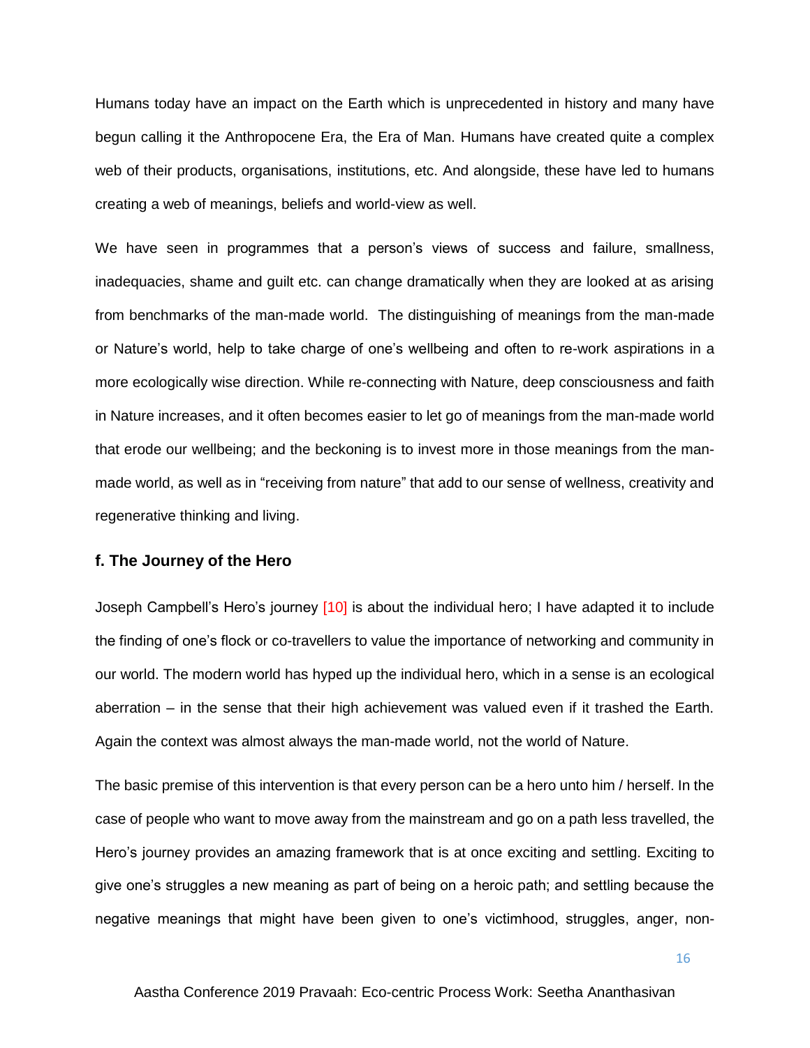Humans today have an impact on the Earth which is unprecedented in history and many have begun calling it the Anthropocene Era, the Era of Man. Humans have created quite a complex web of their products, organisations, institutions, etc. And alongside, these have led to humans creating a web of meanings, beliefs and world-view as well.

We have seen in programmes that a person's views of success and failure, smallness, inadequacies, shame and guilt etc. can change dramatically when they are looked at as arising from benchmarks of the man-made world.  The distinguishing of meanings from the man-made or Nature's world, help to take charge of one's wellbeing and often to re-work aspirations in a more ecologically wise direction. While re-connecting with Nature, deep consciousness and faith in Nature increases, and it often becomes easier to let go of meanings from the man-made world that erode our wellbeing; and the beckoning is to invest more in those meanings from the man-made world, as well as in "receiving from nature" that add to our sense of wellness, creativity and regenerative thinking and living.

### f. The Journey of the Hero

Joseph Campbell's Hero's journey [10] is about the individual hero; I have adapted it to include the finding of one's flock or co-travellers to value the importance of networking and community in our world. The modern world has hyped up the individual hero, which in a sense is an ecological aberration – in the sense that their high achievement was valued even if it trashed the Earth. Again the context was almost always the man-made world, not the world of Nature.

The basic premise of this intervention is that every person can be a hero unto him / herself. In the case of people who want to move away from the mainstream and go on a path less travelled, the Hero's journey provides an amazing framework that is at once exciting and settling. Exciting to give one's struggles a new meaning as part of being on a heroic path; and settling because the negative meanings that might have been given to one's victimhood, struggles, anger, non-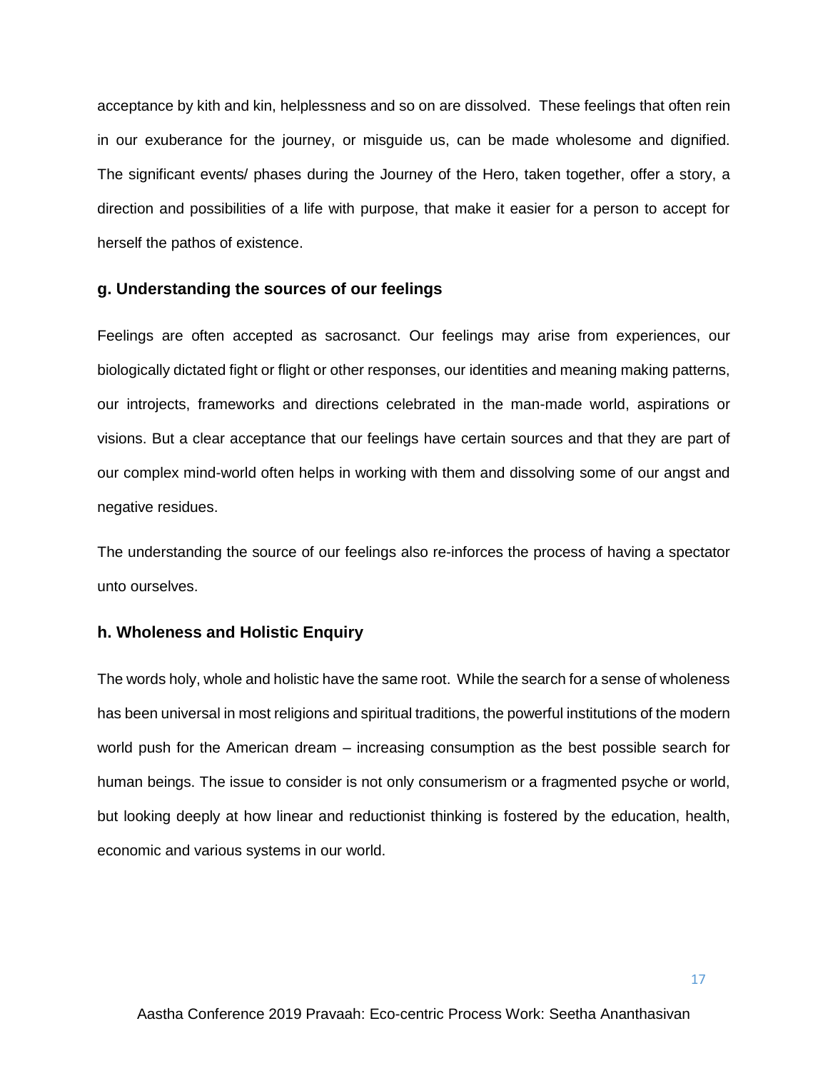acceptance by kith and kin, helplessness and so on are dissolved. These feelings that often rein in our exuberance for the journey, or misguide us, can be made wholesome and dignified. The significant events/ phases during the Journey of the Hero, taken together, offer a story, a direction and possibilities of a life with purpose, that make it easier for a person to accept for herself the pathos of existence.

### g. Understanding the sources of our feelings

Feelings are often accepted as sacrosanct. Our feelings may arise from experiences, our biologically dictated fight or flight or other responses, our identities and meaning making patterns, our introjects, frameworks and directions celebrated in the man-made world, aspirations or visions. But a clear acceptance that our feelings have certain sources and that they are part of our complex mind-world often helps in working with them and dissolving some of our angst and negative residues.

The understanding the source of our feelings also re-inforces the process of having a spectator unto ourselves.

### h. Wholeness and Holistic Enquiry

The words holy, whole and holistic have the same root. While the search for a sense of wholeness has been universal in most religions and spiritual traditions, the powerful institutions of the modern world push for the American dream – increasing consumption as the best possible search for human beings. The issue to consider is not only consumerism or a fragmented psyche or world, but looking deeply at how linear and reductionist thinking is fostered by the education, health, economic and various systems in our world.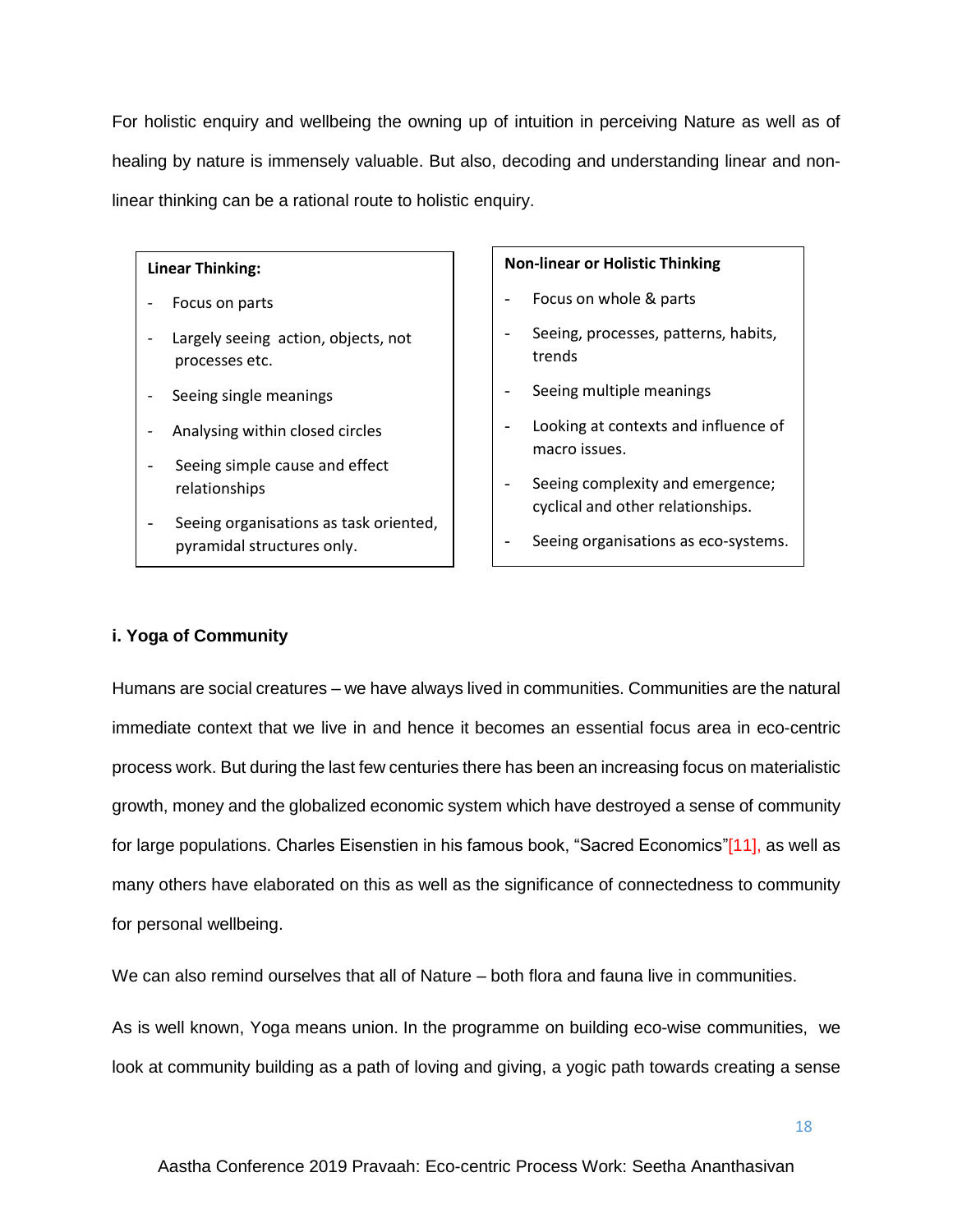For holistic enquiry and wellbeing the owning up of intuition in perceiving Nature as well as of healing by nature is immensely valuable. But also, decoding and understanding linear and non-linear thinking can be a rational route to holistic enquiry.

**Linear Thinking:**

- Focus on parts
- Largely seeing action, objects, not processes etc.
- Seeing single meanings
- Analysing within closed circles
- Seeing simple cause and effect relationships
- Seeing organisations as task oriented, pyramidal structures only.

**Non-linear or Holistic Thinking**

- Focus on whole & parts
- Seeing, processes, patterns, habits, trends
- Seeing multiple meanings
- Looking at contexts and influence of macro issues.
- Seeing complexity and emergence; cyclical and other relationships.
- Seeing organisations as eco-systems.

### i. Yoga of Community

Humans are social creatures – we have always lived in communities. Communities are the natural immediate context that we live in and hence it becomes an essential focus area in eco-centric process work. But during the last few centuries there has been an increasing focus on materialistic growth, money and the globalized economic system which have destroyed a sense of community for large populations. Charles Eisenstien in his famous book, "Sacred Economics"[11], as well as many others have elaborated on this as well as the significance of connectedness to community for personal wellbeing.

We can also remind ourselves that all of Nature – both flora and fauna live in communities.

As is well known, Yoga means union. In the programme on building eco-wise communities, we look at community building as a path of loving and giving, a yogic path towards creating a sense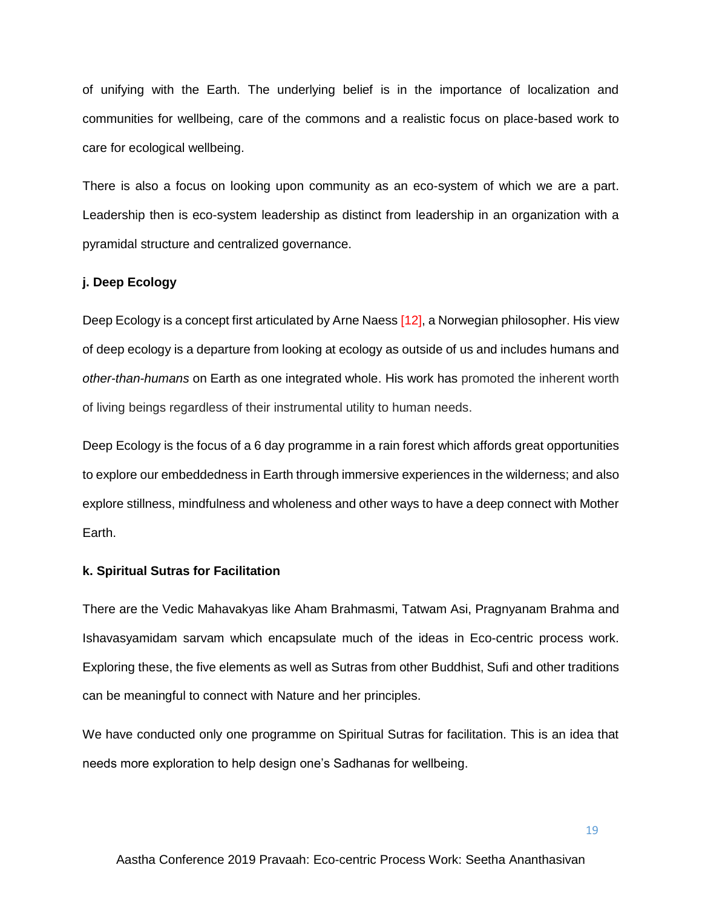of unifying with the Earth. The underlying belief is in the importance of localization and communities for wellbeing, care of the commons and a realistic focus on place-based work to care for ecological wellbeing.

There is also a focus on looking upon community as an eco-system of which we are a part. Leadership then is eco-system leadership as distinct from leadership in an organization with a pyramidal structure and centralized governance.

**j. Deep Ecology**

Deep Ecology is a concept first articulated by Arne Naess [12], a Norwegian philosopher. His view of deep ecology is a departure from looking at ecology as outside of us and includes humans and *other-than-humans* on Earth as one integrated whole. His work has promoted the inherent worth of living beings regardless of their instrumental utility to human needs.

Deep Ecology is the focus of a 6 day programme in a rain forest which affords great opportunities to explore our embeddedness in Earth through immersive experiences in the wilderness; and also explore stillness, mindfulness and wholeness and other ways to have a deep connect with Mother Earth.

**k. Spiritual Sutras for Facilitation**

There are the Vedic Mahavakyas like Aham Brahmasmi, Tatwam Asi, Pragnyanam Brahma and Ishavasyamidam sarvam which encapsulate much of the ideas in Eco-centric process work. Exploring these, the five elements as well as Sutras from other Buddhist, Sufi and other traditions can be meaningful to connect with Nature and her principles.

We have conducted only one programme on Spiritual Sutras for facilitation. This is an idea that needs more exploration to help design one's Sadhanas for wellbeing.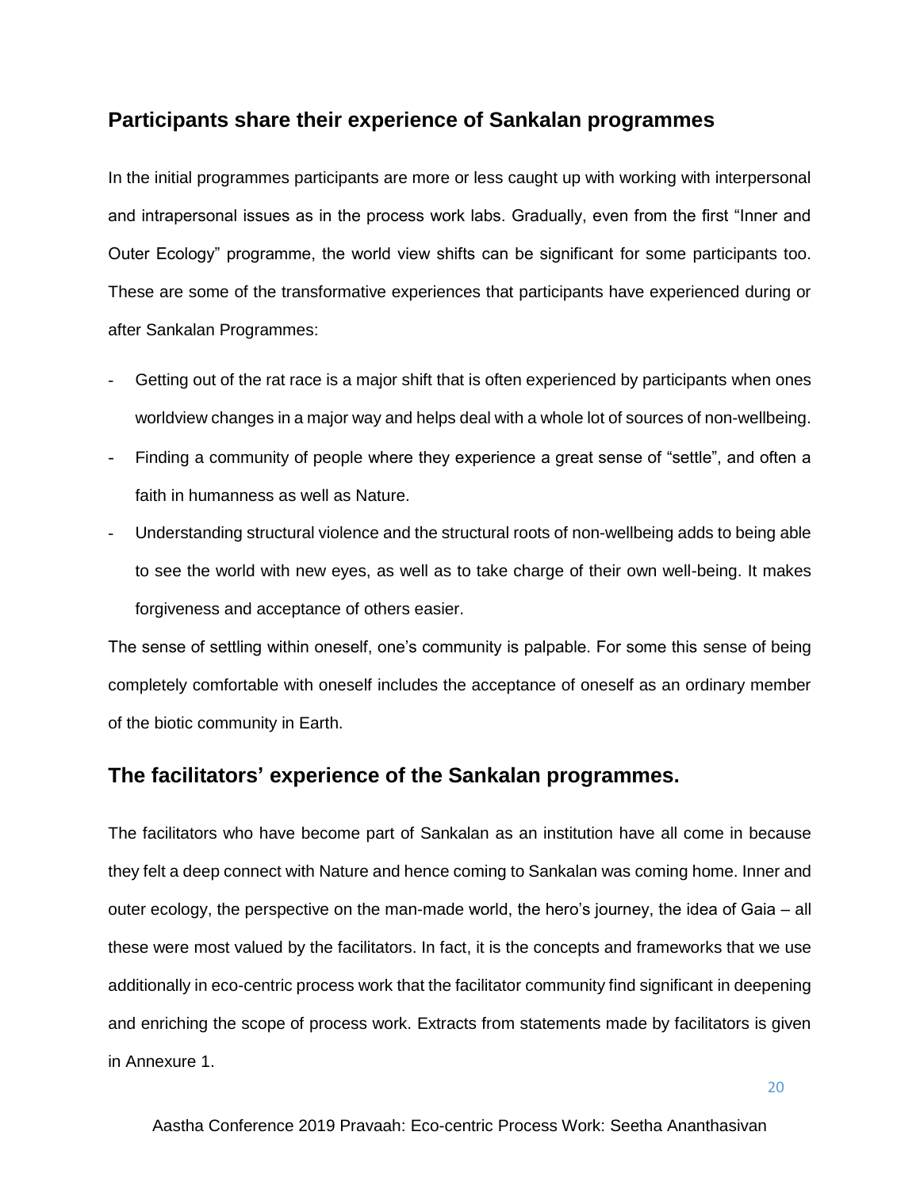## Participants share their experience of Sankalan programmes

In the initial programmes participants are more or less caught up with working with interpersonal and intrapersonal issues as in the process work labs. Gradually, even from the first "Inner and Outer Ecology" programme, the world view shifts can be significant for some participants too. These are some of the transformative experiences that participants have experienced during or after Sankalan Programmes:

- Getting out of the rat race is a major shift that is often experienced by participants when ones worldview changes in a major way and helps deal with a whole lot of sources of non-wellbeing.
- Finding a community of people where they experience a great sense of "settle", and often a faith in humanness as well as Nature.
- Understanding structural violence and the structural roots of non-wellbeing adds to being able to see the world with new eyes, as well as to take charge of their own well-being. It makes forgiveness and acceptance of others easier.

The sense of settling within oneself, one's community is palpable. For some this sense of being completely comfortable with oneself includes the acceptance of oneself as an ordinary member of the biotic community in Earth.

## The facilitators' experience of the Sankalan programmes.

The facilitators who have become part of Sankalan as an institution have all come in because they felt a deep connect with Nature and hence coming to Sankalan was coming home. Inner and outer ecology, the perspective on the man-made world, the hero's journey, the idea of Gaia – all these were most valued by the facilitators. In fact, it is the concepts and frameworks that we use additionally in eco-centric process work that the facilitator community find significant in deepening and enriching the scope of process work. Extracts from statements made by facilitators is given in Annexure 1.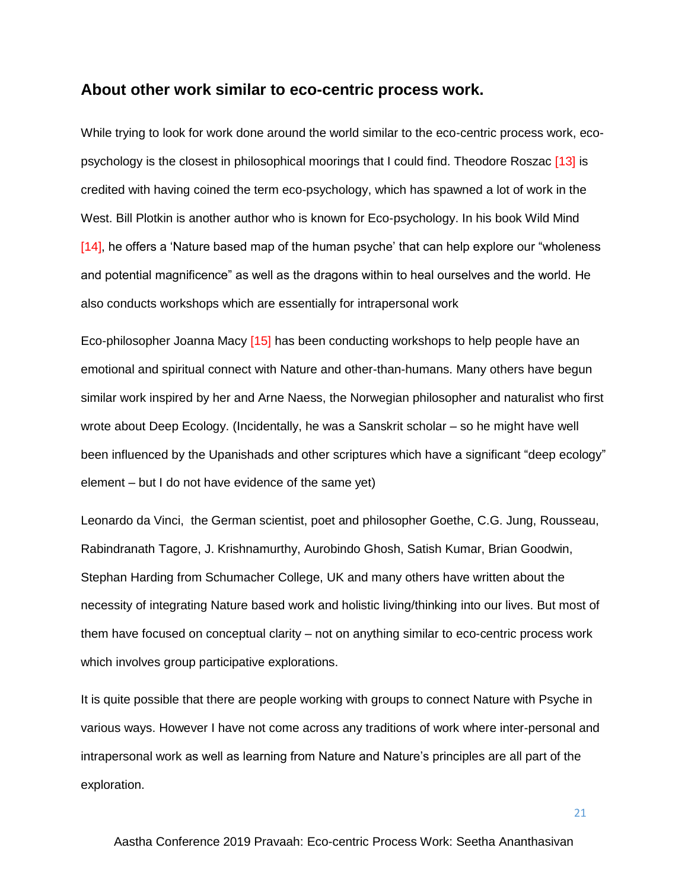## About other work similar to eco-centric process work.

While trying to look for work done around the world similar to the eco-centric process work, eco-psychology is the closest in philosophical moorings that I could find. Theodore Roszac [13] is credited with having coined the term eco-psychology, which has spawned a lot of work in the West. Bill Plotkin is another author who is known for Eco-psychology. In his book Wild Mind [14], he offers a 'Nature based map of the human psyche' that can help explore our "wholeness and potential magnificence" as well as the dragons within to heal ourselves and the world. He also conducts workshops which are essentially for intrapersonal work

Eco-philosopher Joanna Macy [15] has been conducting workshops to help people have an emotional and spiritual connect with Nature and other-than-humans. Many others have begun similar work inspired by her and Arne Naess, the Norwegian philosopher and naturalist who first wrote about Deep Ecology. (Incidentally, he was a Sanskrit scholar – so he might have well been influenced by the Upanishads and other scriptures which have a significant "deep ecology" element – but I do not have evidence of the same yet)

Leonardo da Vinci, the German scientist, poet and philosopher Goethe, C.G. Jung, Rousseau, Rabindranath Tagore, J. Krishnamurthy, Aurobindo Ghosh, Satish Kumar, Brian Goodwin, Stephan Harding from Schumacher College, UK and many others have written about the necessity of integrating Nature based work and holistic living/thinking into our lives. But most of them have focused on conceptual clarity – not on anything similar to eco-centric process work which involves group participative explorations.

It is quite possible that there are people working with groups to connect Nature with Psyche in various ways. However I have not come across any traditions of work where inter-personal and intrapersonal work as well as learning from Nature and Nature's principles are all part of the exploration.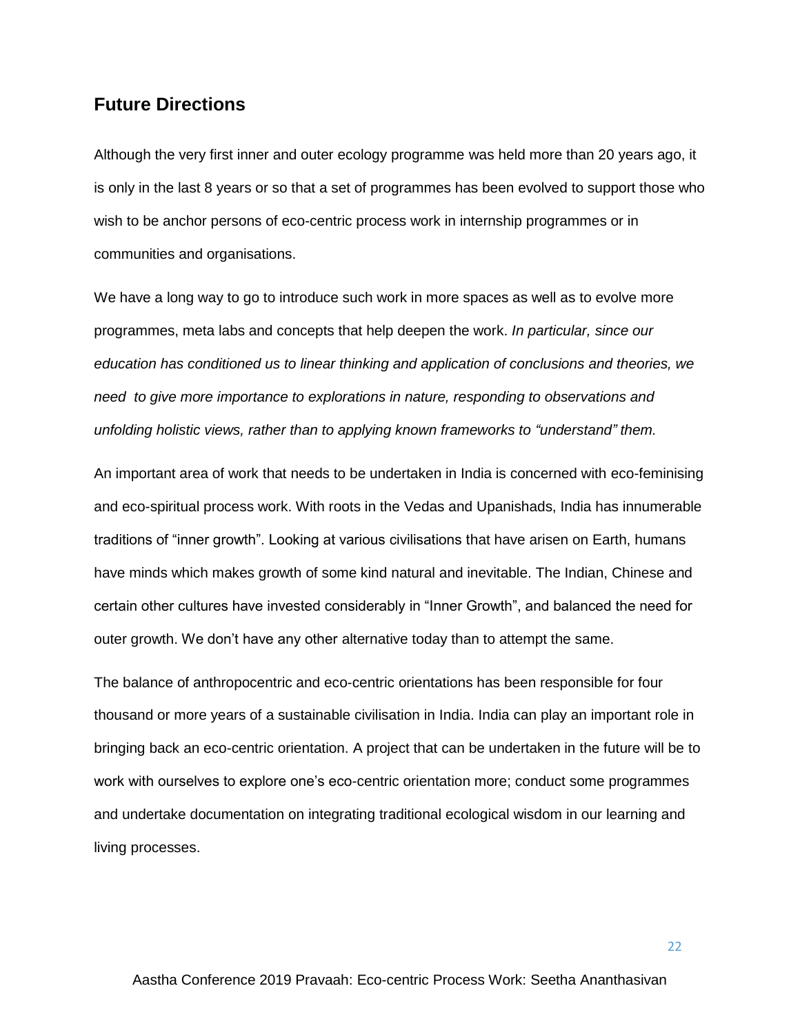## Future Directions

Although the very first inner and outer ecology programme was held more than 20 years ago, it is only in the last 8 years or so that a set of programmes has been evolved to support those who wish to be anchor persons of eco-centric process work in internship programmes or in communities and organisations.

We have a long way to go to introduce such work in more spaces as well as to evolve more programmes, meta labs and concepts that help deepen the work. *In particular, since our education has conditioned us to linear thinking and application of conclusions and theories, we need to give more importance to explorations in nature, responding to observations and unfolding holistic views, rather than to applying known frameworks to "understand" them.*

An important area of work that needs to be undertaken in India is concerned with eco-feminising and eco-spiritual process work. With roots in the Vedas and Upanishads, India has innumerable traditions of "inner growth". Looking at various civilisations that have arisen on Earth, humans have minds which makes growth of some kind natural and inevitable. The Indian, Chinese and certain other cultures have invested considerably in "Inner Growth", and balanced the need for outer growth. We don't have any other alternative today than to attempt the same.

The balance of anthropocentric and eco-centric orientations has been responsible for four thousand or more years of a sustainable civilisation in India. India can play an important role in bringing back an eco-centric orientation. A project that can be undertaken in the future will be to work with ourselves to explore one's eco-centric orientation more; conduct some programmes and undertake documentation on integrating traditional ecological wisdom in our learning and living processes.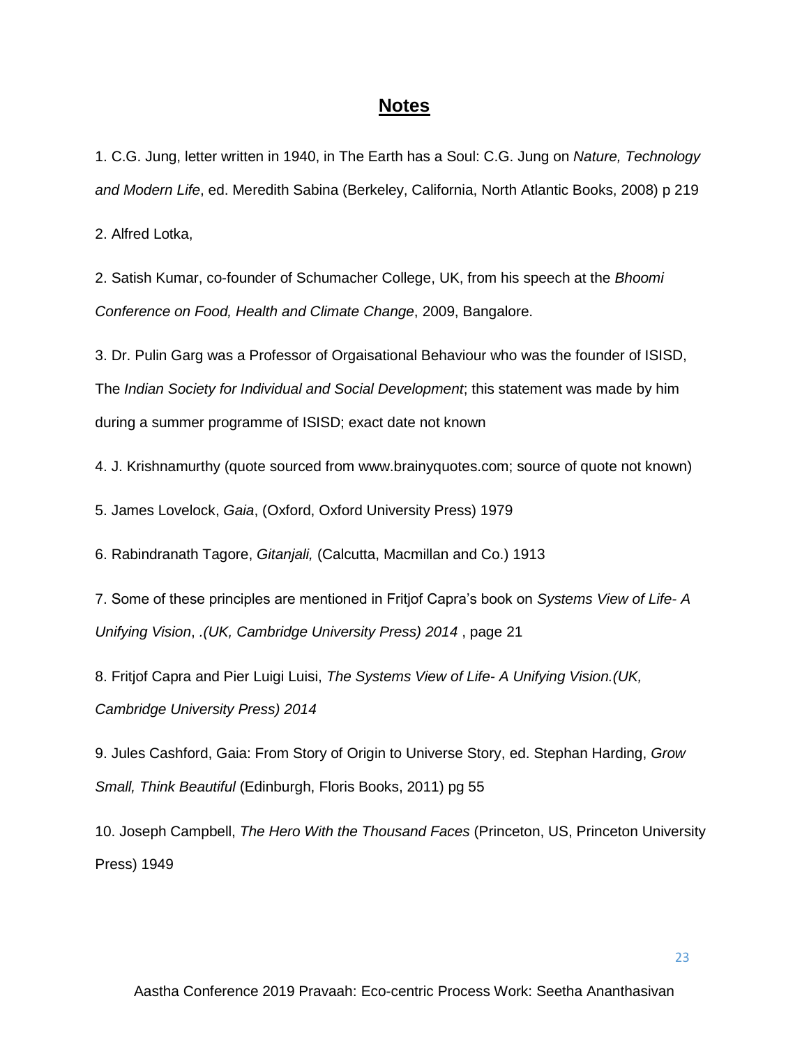## Notes

1. C.G. Jung, letter written in 1940, in The Earth has a Soul: C.G. Jung on *Nature, Technology and Modern Life*, ed. Meredith Sabina (Berkeley, California, North Atlantic Books, 2008) p 219

2. Alfred Lotka,

2. Satish Kumar, co-founder of Schumacher College, UK, from his speech at the *Bhoomi Conference on Food, Health and Climate Change*, 2009, Bangalore.

3. Dr. Pulin Garg was a Professor of Orgaisational Behaviour who was the founder of ISISD, The *Indian Society for Individual and Social Development*; this statement was made by him during a summer programme of ISISD; exact date not known

4. J. Krishnamurthy (quote sourced from www.brainyquotes.com; source of quote not known)

5. James Lovelock, *Gaia*, (Oxford, Oxford University Press) 1979

6. Rabindranath Tagore, *Gitanjali,* (Calcutta, Macmillan and Co.) 1913

7. Some of these principles are mentioned in Fritjof Capra's book on *Systems View of Life- A Unifying Vision*, *.(UK, Cambridge University Press) 2014* , page 21

8. Fritjof Capra and Pier Luigi Luisi, *The Systems View of Life- A Unifying Vision.(UK, Cambridge University Press) 2014*

9. Jules Cashford, Gaia: From Story of Origin to Universe Story, ed. Stephan Harding, *Grow Small, Think Beautiful* (Edinburgh, Floris Books, 2011) pg 55

10. Joseph Campbell, *The Hero With the Thousand Faces* (Princeton, US, Princeton University Press) 1949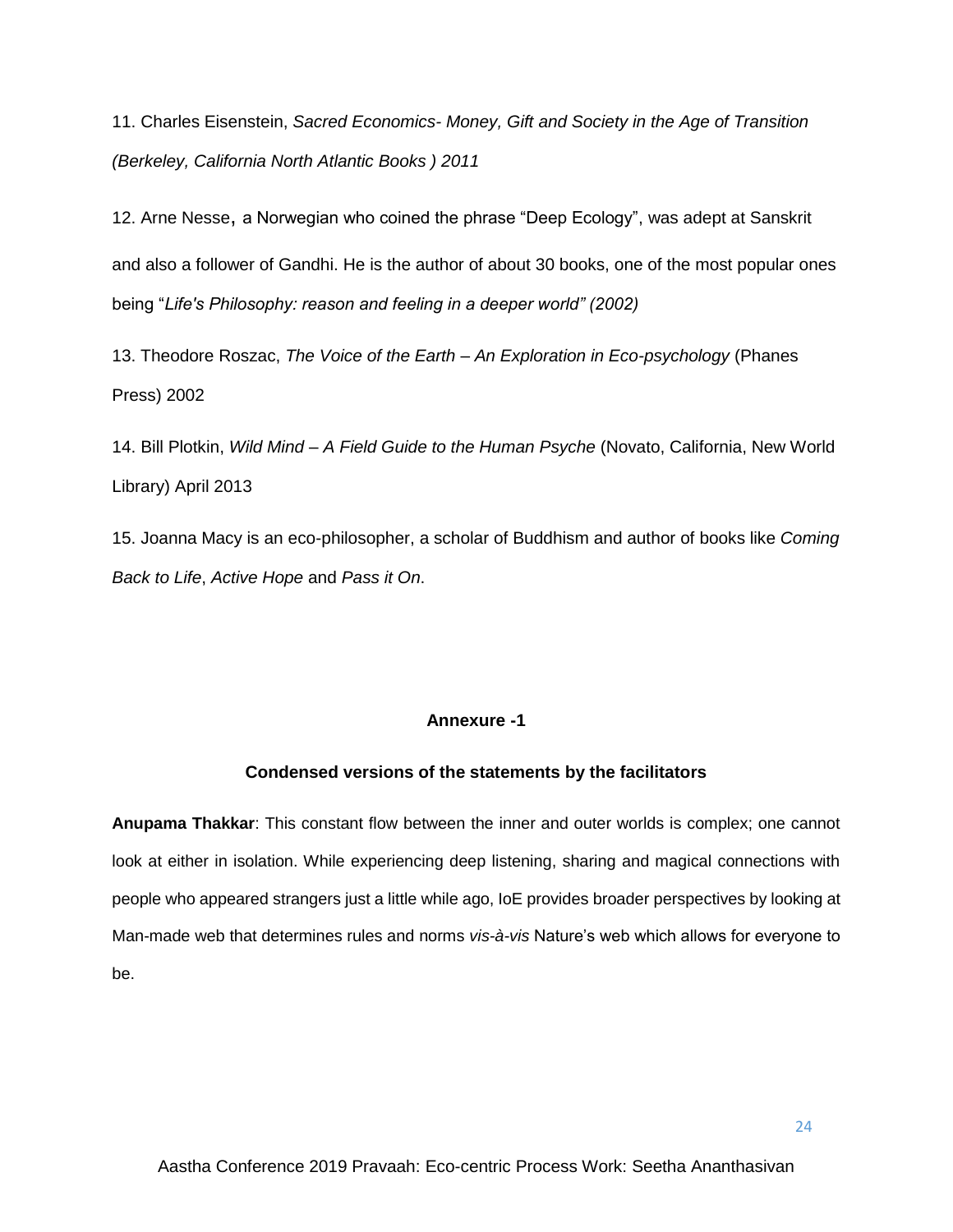11. Charles Eisenstein, *Sacred Economics- Money, Gift and Society in the Age of Transition (Berkeley, California North Atlantic Books ) 2011*

12. Arne Nesse, a Norwegian who coined the phrase "Deep Ecology", was adept at Sanskrit and also a follower of Gandhi. He is the author of about 30 books, one of the most popular ones being "*Life's Philosophy: reason and feeling in a deeper world" (2002)*

13. Theodore Roszac, *The Voice of the Earth – An Exploration in Eco-psychology* (Phanes Press) 2002

14. Bill Plotkin, *Wild Mind – A Field Guide to the Human Psyche* (Novato, California, New World Library) April 2013

15. Joanna Macy is an eco-philosopher, a scholar of Buddhism and author of books like *Coming Back to Life*, *Active Hope* and *Pass it On*.

## Annexure -1

### Condensed versions of the statements by the facilitators

**Anupama Thakkar**: This constant flow between the inner and outer worlds is complex; one cannot look at either in isolation. While experiencing deep listening, sharing and magical connections with people who appeared strangers just a little while ago, IoE provides broader perspectives by looking at Man-made web that determines rules and norms *vis-à-vis* Nature's web which allows for everyone to be.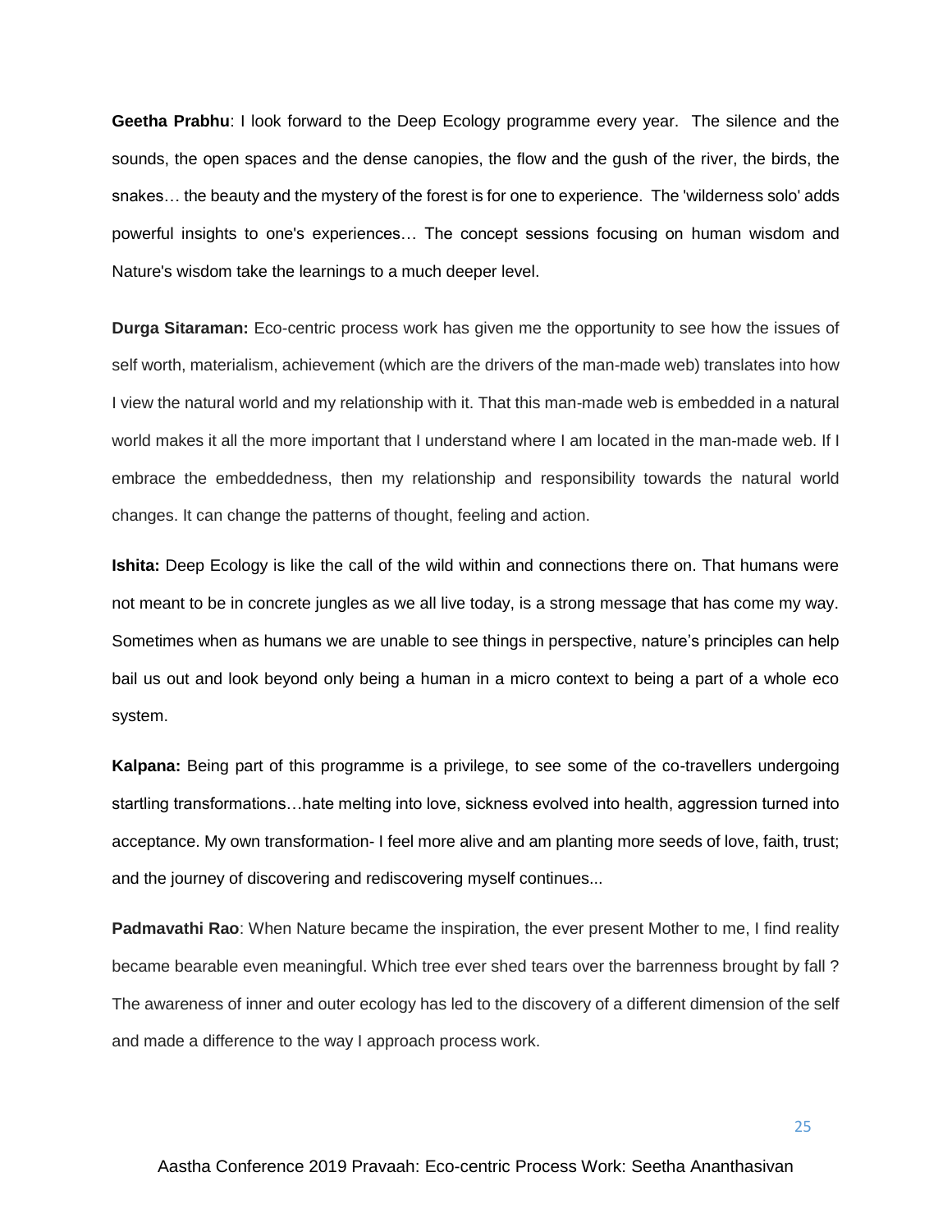**Geetha Prabhu**: I look forward to the Deep Ecology programme every year. The silence and the sounds, the open spaces and the dense canopies, the flow and the gush of the river, the birds, the snakes… the beauty and the mystery of the forest is for one to experience. The 'wilderness solo' adds powerful insights to one's experiences… The concept sessions focusing on human wisdom and Nature's wisdom take the learnings to a much deeper level.

**Durga Sitaraman:** Eco-centric process work has given me the opportunity to see how the issues of self worth, materialism, achievement (which are the drivers of the man-made web) translates into how I view the natural world and my relationship with it. That this man-made web is embedded in a natural world makes it all the more important that I understand where I am located in the man-made web. If I embrace the embeddedness, then my relationship and responsibility towards the natural world changes. It can change the patterns of thought, feeling and action.

**Ishita:** Deep Ecology is like the call of the wild within and connections there on. That humans were not meant to be in concrete jungles as we all live today, is a strong message that has come my way. Sometimes when as humans we are unable to see things in perspective, nature's principles can help bail us out and look beyond only being a human in a micro context to being a part of a whole eco system.

**Kalpana:** Being part of this programme is a privilege, to see some of the co-travellers undergoing startling transformations…hate melting into love, sickness evolved into health, aggression turned into acceptance. My own transformation- I feel more alive and am planting more seeds of love, faith, trust; and the journey of discovering and rediscovering myself continues...

**Padmavathi Rao**: When Nature became the inspiration, the ever present Mother to me, I find reality became bearable even meaningful. Which tree ever shed tears over the barrenness brought by fall ? The awareness of inner and outer ecology has led to the discovery of a different dimension of the self and made a difference to the way I approach process work.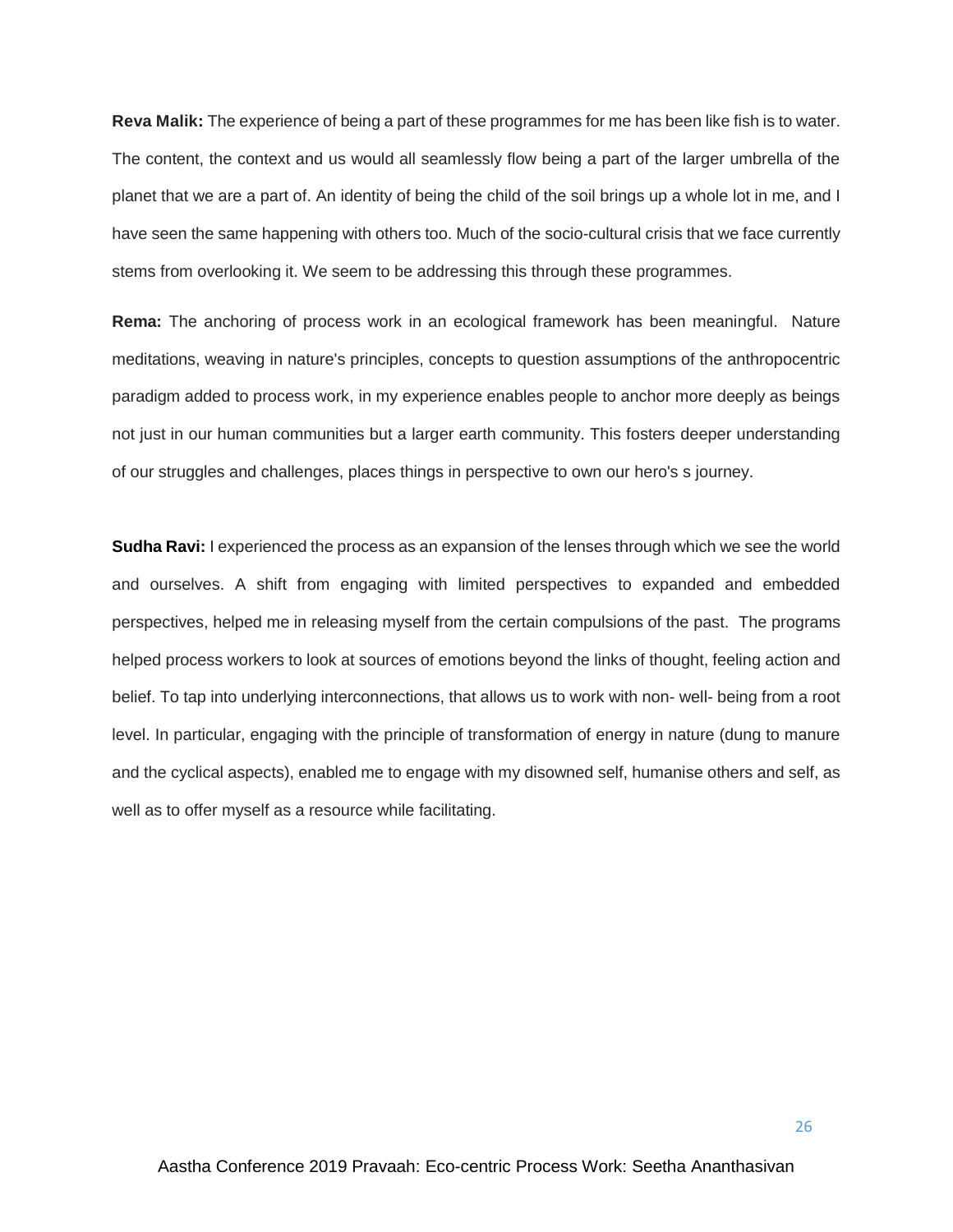**Reva Malik:** The experience of being a part of these programmes for me has been like fish is to water. The content, the context and us would all seamlessly flow being a part of the larger umbrella of the planet that we are a part of. An identity of being the child of the soil brings up a whole lot in me, and I have seen the same happening with others too. Much of the socio-cultural crisis that we face currently stems from overlooking it. We seem to be addressing this through these programmes.

**Rema:** The anchoring of process work in an ecological framework has been meaningful. Nature meditations, weaving in nature's principles, concepts to question assumptions of the anthropocentric paradigm added to process work, in my experience enables people to anchor more deeply as beings not just in our human communities but a larger earth community. This fosters deeper understanding of our struggles and challenges, places things in perspective to own our hero's s journey.

**Sudha Ravi:** I experienced the process as an expansion of the lenses through which we see the world and ourselves. A shift from engaging with limited perspectives to expanded and embedded perspectives, helped me in releasing myself from the certain compulsions of the past. The programs helped process workers to look at sources of emotions beyond the links of thought, feeling action and belief. To tap into underlying interconnections, that allows us to work with non- well- being from a root level. In particular, engaging with the principle of transformation of energy in nature (dung to manure and the cyclical aspects), enabled me to engage with my disowned self, humanise others and self, as well as to offer myself as a resource while facilitating.